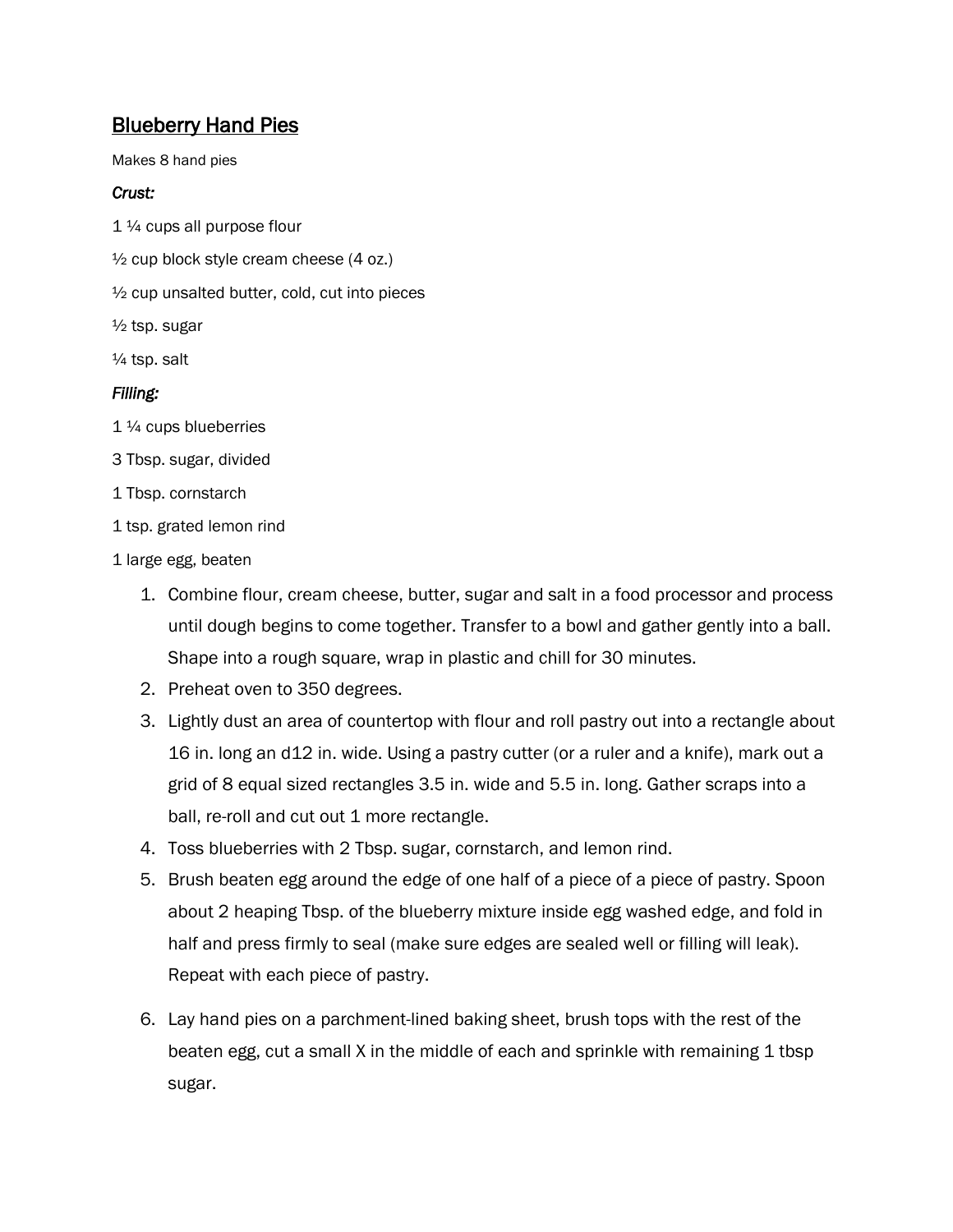# Blueberry Hand Pies

Makes 8 hand pies

***Crust:***

1 ¼ cups all purpose flour

½ cup block style cream cheese (4 oz.)

½ cup unsalted butter, cold, cut into pieces

½ tsp. sugar

¼ tsp. salt

***Filling:***

1 ¼ cups blueberries

3 Tbsp. sugar, divided

1 Tbsp. cornstarch

1 tsp. grated lemon rind

1 large egg, beaten

1. Combine flour, cream cheese, butter, sugar and salt in a food processor and process until dough begins to come together. Transfer to a bowl and gather gently into a ball. Shape into a rough square, wrap in plastic and chill for 30 minutes.
2. Preheat oven to 350 degrees.
3. Lightly dust an area of countertop with flour and roll pastry out into a rectangle about 16 in. long an d12 in. wide. Using a pastry cutter (or a ruler and a knife), mark out a grid of 8 equal sized rectangles 3.5 in. wide and 5.5 in. long. Gather scraps into a ball, re-roll and cut out 1 more rectangle.
4. Toss blueberries with 2 Tbsp. sugar, cornstarch, and lemon rind.
5. Brush beaten egg around the edge of one half of a piece of a piece of pastry. Spoon about 2 heaping Tbsp. of the blueberry mixture inside egg washed edge, and fold in half and press firmly to seal (make sure edges are sealed well or filling will leak). Repeat with each piece of pastry.
6. Lay hand pies on a parchment-lined baking sheet, brush tops with the rest of the beaten egg, cut a small X in the middle of each and sprinkle with remaining 1 tbsp sugar.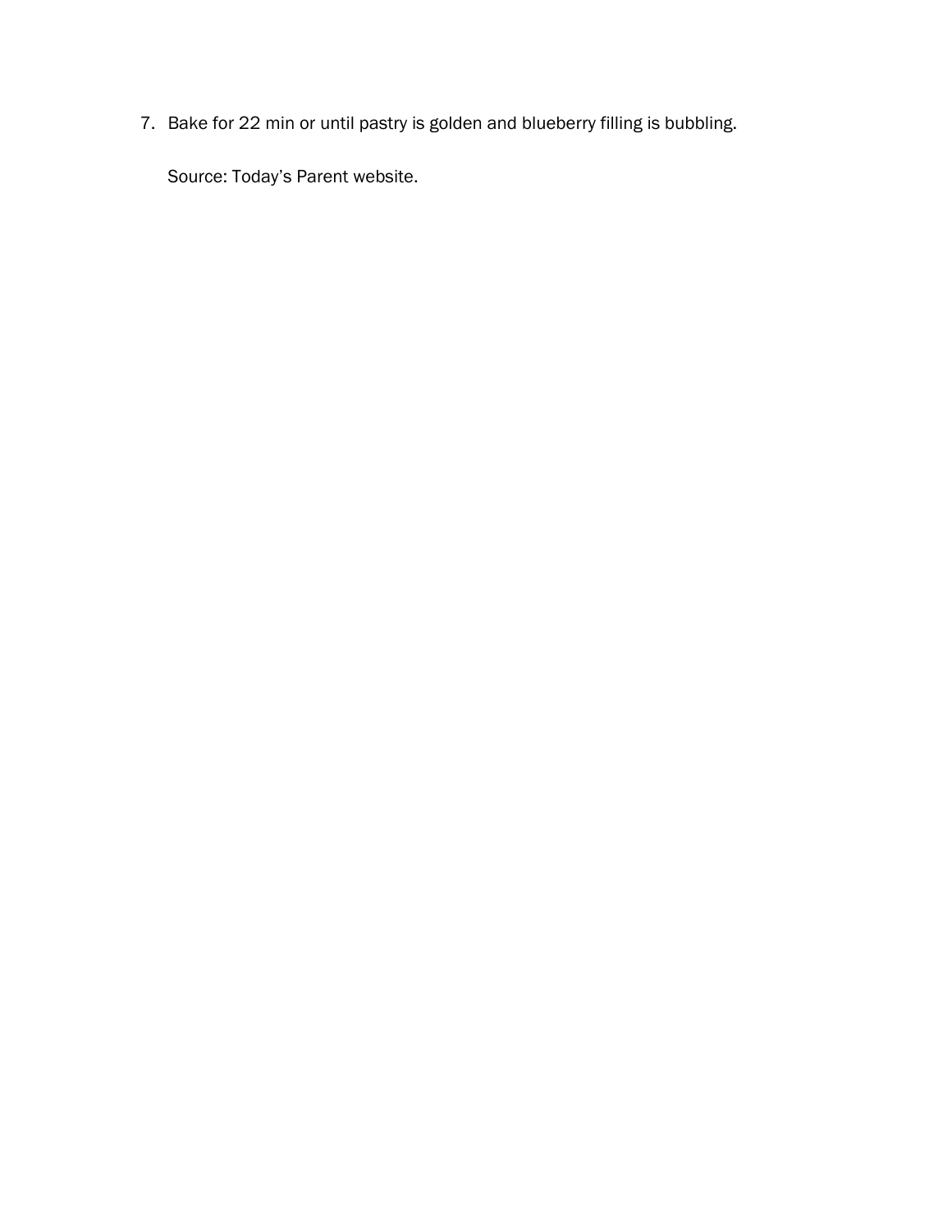7. Bake for 22 min or until pastry is golden and blueberry filling is bubbling.

   Source: Today's Parent website.